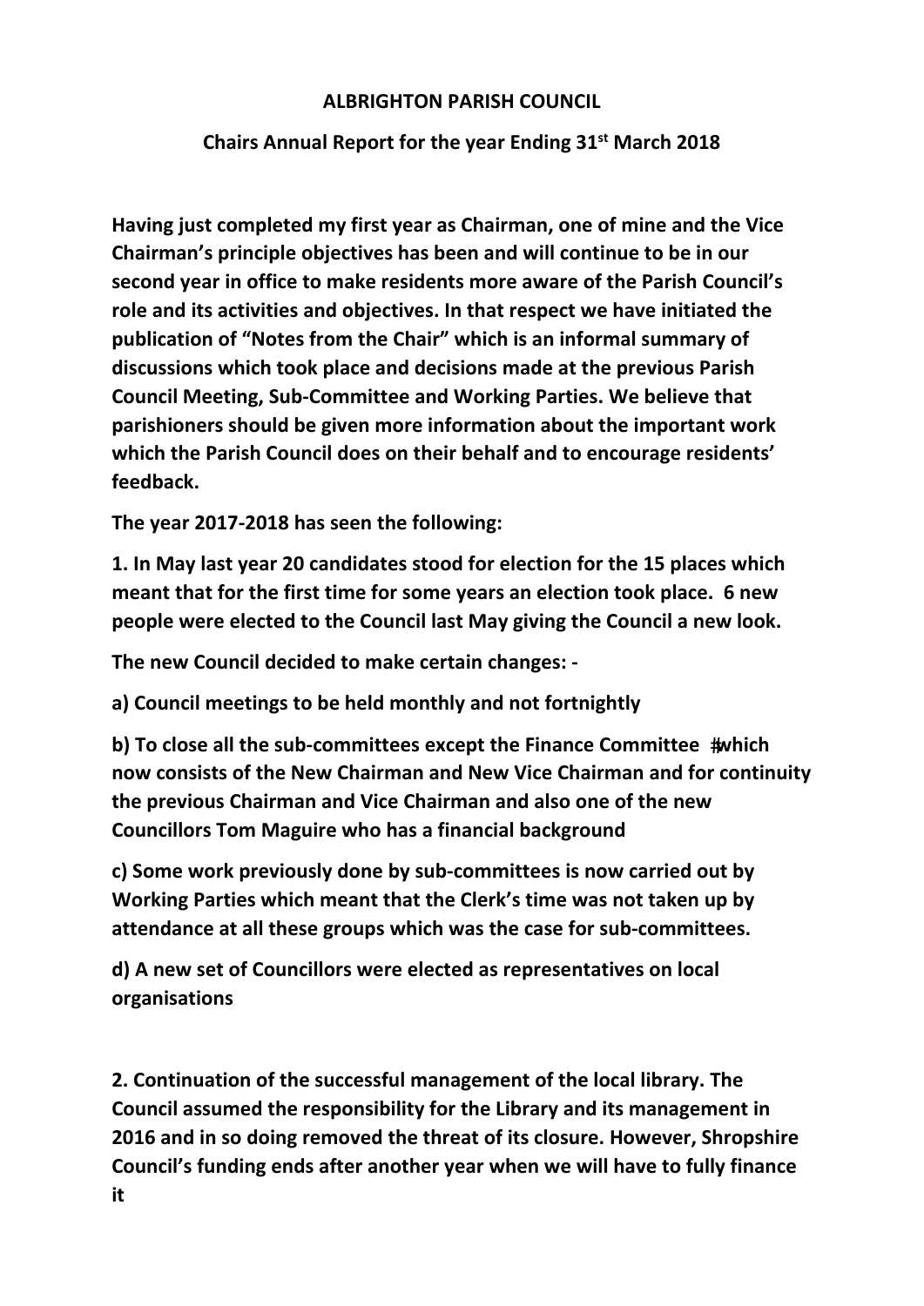# ALBRIGHTON PARISH COUNCIL

## Chairs Annual Report for the year Ending 31st March 2018

**Having just completed my first year as Chairman, one of mine and the Vice Chairman's principle objectives has been and will continue to be in our second year in office to make residents more aware of the Parish Council's role and its activities and objectives. In that respect we have initiated the publication of "Notes from the Chair" which is an informal summary of discussions which took place and decisions made at the previous Parish Council Meeting, Sub-Committee and Working Parties. We believe that parishioners should be given more information about the important work which the Parish Council does on their behalf and to encourage residents' feedback.**

**The year 2017-2018 has seen the following:**

**1. In May last year 20 candidates stood for election for the 15 places which meant that for the first time for some years an election took place. 6 new people were elected to the Council last May giving the Council a new look.**

**The new Council decided to make certain changes: -**

**a) Council meetings to be held monthly and not fortnightly**

**b) To close all the sub-committees except the Finance Committee #which now consists of the New Chairman and New Vice Chairman and for continuity the previous Chairman and Vice Chairman and also one of the new Councillors Tom Maguire who has a financial background**

**c) Some work previously done by sub-committees is now carried out by Working Parties which meant that the Clerk's time was not taken up by attendance at all these groups which was the case for sub-committees.**

**d) A new set of Councillors were elected as representatives on local organisations**

**2. Continuation of the successful management of the local library. The Council assumed the responsibility for the Library and its management in 2016 and in so doing removed the threat of its closure. However, Shropshire Council's funding ends after another year when we will have to fully finance it**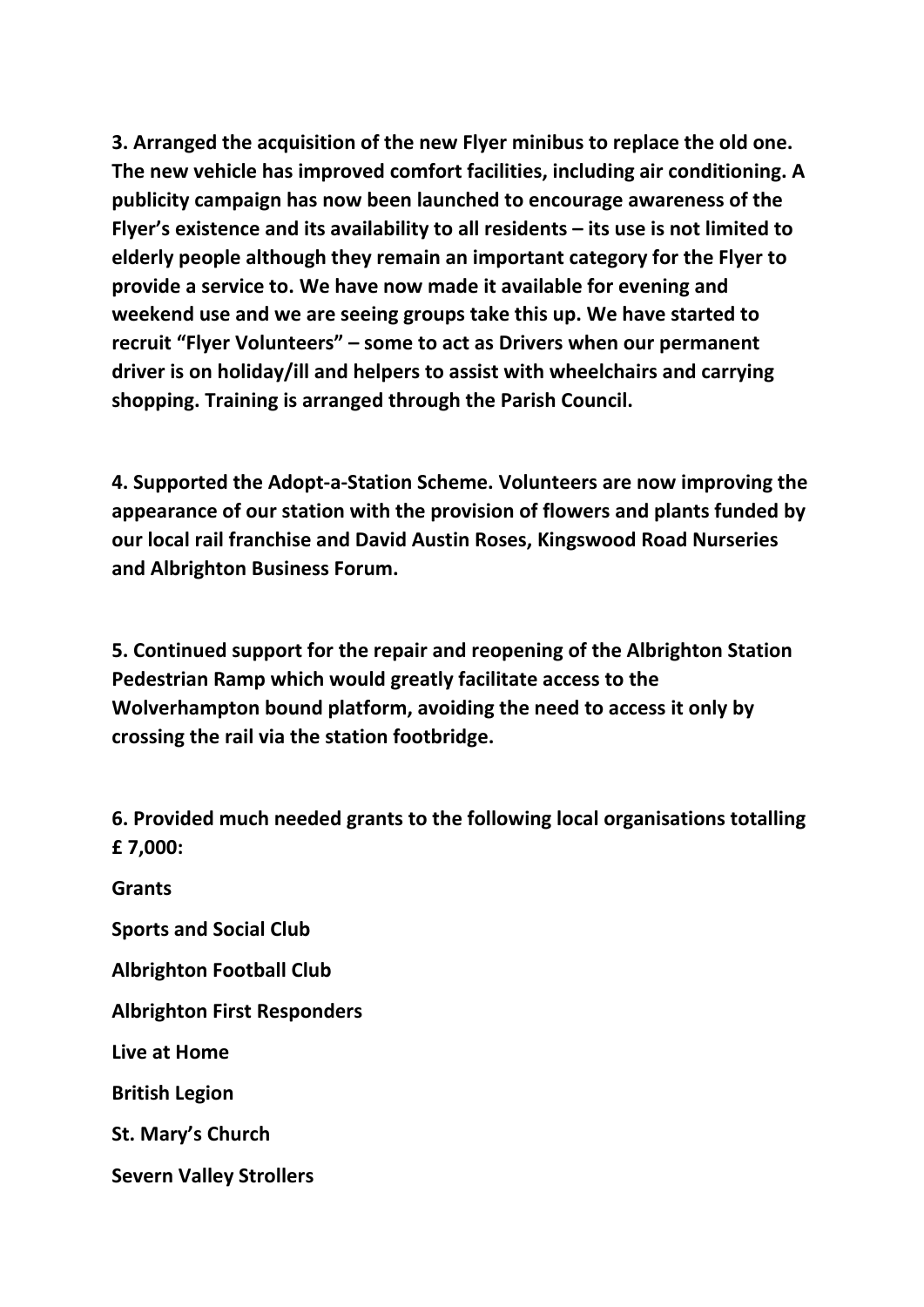**3. Arranged the acquisition of the new Flyer minibus to replace the old one. The new vehicle has improved comfort facilities, including air conditioning. A publicity campaign has now been launched to encourage awareness of the Flyer's existence and its availability to all residents – its use is not limited to elderly people although they remain an important category for the Flyer to provide a service to. We have now made it available for evening and weekend use and we are seeing groups take this up. We have started to recruit "Flyer Volunteers" – some to act as Drivers when our permanent driver is on holiday/ill and helpers to assist with wheelchairs and carrying shopping. Training is arranged through the Parish Council.**

**4. Supported the Adopt-a-Station Scheme. Volunteers are now improving the appearance of our station with the provision of flowers and plants funded by our local rail franchise and David Austin Roses, Kingswood Road Nurseries and Albrighton Business Forum.**

**5. Continued support for the repair and reopening of the Albrighton Station Pedestrian Ramp which would greatly facilitate access to the Wolverhampton bound platform, avoiding the need to access it only by crossing the rail via the station footbridge.**

**6. Provided much needed grants to the following local organisations totalling £ 7,000:**

**Grants**

**Sports and Social Club**

**Albrighton Football Club**

**Albrighton First Responders**

**Live at Home**

**British Legion**

**St. Mary's Church**

**Severn Valley Strollers**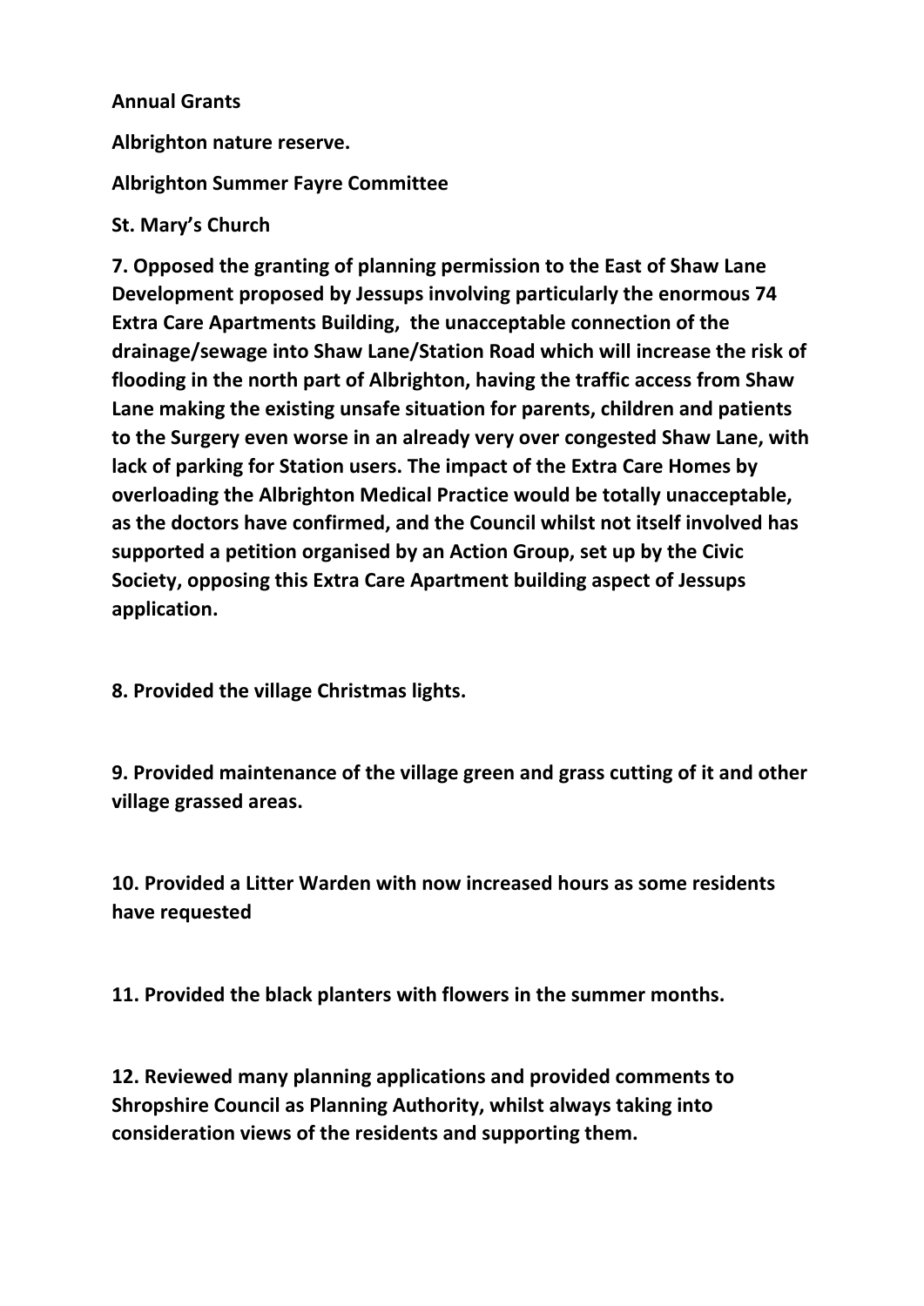**Annual Grants**

**Albrighton nature reserve.**

**Albrighton Summer Fayre Committee**

**St. Mary's Church**

**7. Opposed the granting of planning permission to the East of Shaw Lane Development proposed by Jessups involving particularly the enormous 74 Extra Care Apartments Building, the unacceptable connection of the drainage/sewage into Shaw Lane/Station Road which will increase the risk of flooding in the north part of Albrighton, having the traffic access from Shaw Lane making the existing unsafe situation for parents, children and patients to the Surgery even worse in an already very over congested Shaw Lane, with lack of parking for Station users. The impact of the Extra Care Homes by overloading the Albrighton Medical Practice would be totally unacceptable, as the doctors have confirmed, and the Council whilst not itself involved has supported a petition organised by an Action Group, set up by the Civic Society, opposing this Extra Care Apartment building aspect of Jessups application.**

**8. Provided the village Christmas lights.**

**9. Provided maintenance of the village green and grass cutting of it and other village grassed areas.**

**10. Provided a Litter Warden with now increased hours as some residents have requested**

**11. Provided the black planters with flowers in the summer months.**

**12. Reviewed many planning applications and provided comments to Shropshire Council as Planning Authority, whilst always taking into consideration views of the residents and supporting them.**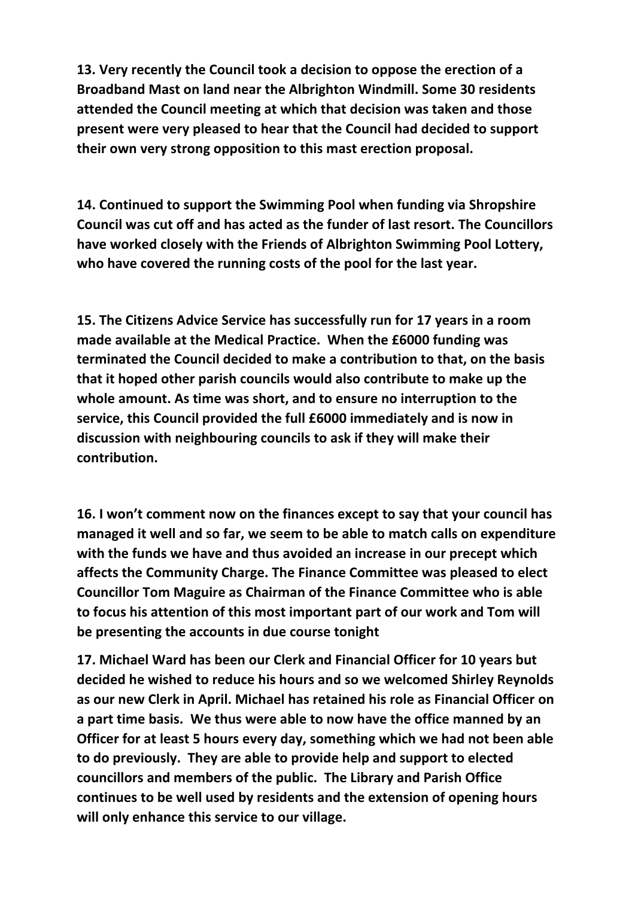**13. Very recently the Council took a decision to oppose the erection of a Broadband Mast on land near the Albrighton Windmill. Some 30 residents attended the Council meeting at which that decision was taken and those present were very pleased to hear that the Council had decided to support their own very strong opposition to this mast erection proposal.**

**14. Continued to support the Swimming Pool when funding via Shropshire Council was cut off and has acted as the funder of last resort. The Councillors have worked closely with the Friends of Albrighton Swimming Pool Lottery, who have covered the running costs of the pool for the last year.**

**15. The Citizens Advice Service has successfully run for 17 years in a room made available at the Medical Practice. When the £6000 funding was terminated the Council decided to make a contribution to that, on the basis that it hoped other parish councils would also contribute to make up the whole amount. As time was short, and to ensure no interruption to the service, this Council provided the full £6000 immediately and is now in discussion with neighbouring councils to ask if they will make their contribution.**

**16. I won't comment now on the finances except to say that your council has managed it well and so far, we seem to be able to match calls on expenditure with the funds we have and thus avoided an increase in our precept which affects the Community Charge. The Finance Committee was pleased to elect Councillor Tom Maguire as Chairman of the Finance Committee who is able to focus his attention of this most important part of our work and Tom will be presenting the accounts in due course tonight**

**17. Michael Ward has been our Clerk and Financial Officer for 10 years but decided he wished to reduce his hours and so we welcomed Shirley Reynolds as our new Clerk in April. Michael has retained his role as Financial Officer on a part time basis. We thus were able to now have the office manned by an Officer for at least 5 hours every day, something which we had not been able to do previously. They are able to provide help and support to elected councillors and members of the public. The Library and Parish Office continues to be well used by residents and the extension of opening hours will only enhance this service to our village.**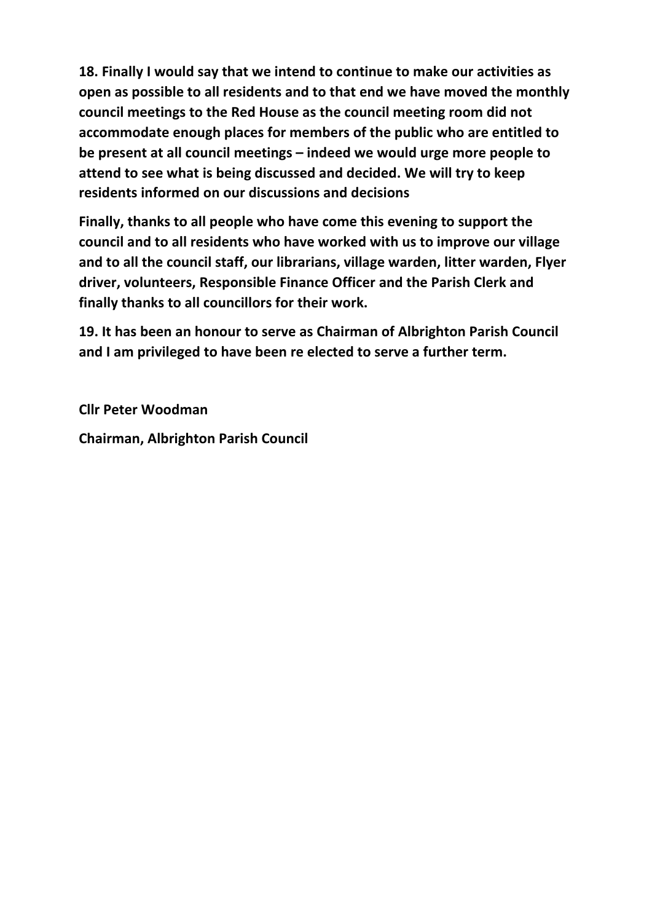**18. Finally I would say that we intend to continue to make our activities as open as possible to all residents and to that end we have moved the monthly council meetings to the Red House as the council meeting room did not accommodate enough places for members of the public who are entitled to be present at all council meetings – indeed we would urge more people to attend to see what is being discussed and decided. We will try to keep residents informed on our discussions and decisions**

**Finally, thanks to all people who have come this evening to support the council and to all residents who have worked with us to improve our village and to all the council staff, our librarians, village warden, litter warden, Flyer driver, volunteers, Responsible Finance Officer and the Parish Clerk and finally thanks to all councillors for their work.**

**19. It has been an honour to serve as Chairman of Albrighton Parish Council and I am privileged to have been re elected to serve a further term.**

**Cllr Peter Woodman**

**Chairman, Albrighton Parish Council**